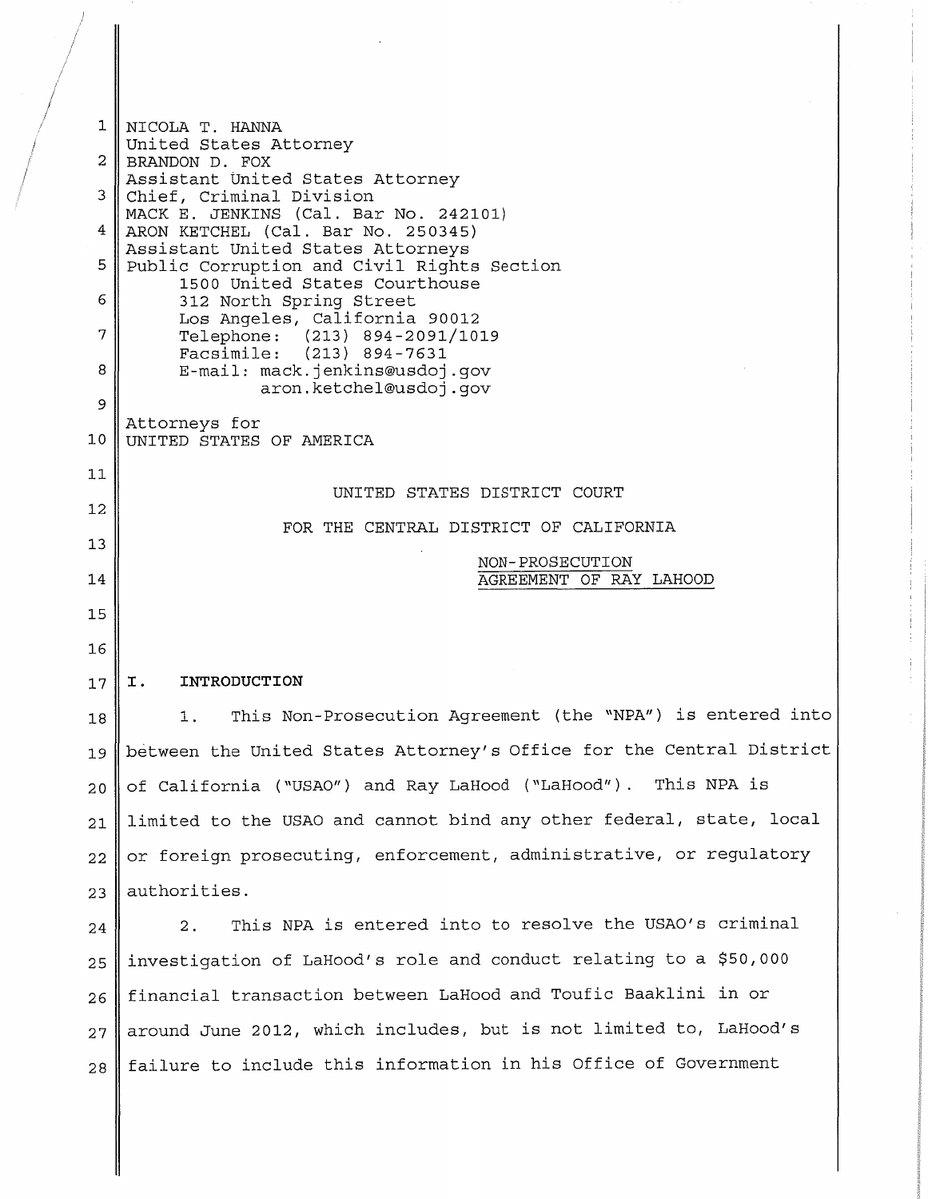NICOLA T. HANNA
United States Attorney
BRANDON D. FOX
Assistant United States Attorney
Chief, Criminal Division
MACK E. JENKINS (Cal. Bar No. 242101)
ARON KETCHEL (Cal. Bar No. 250345)
Assistant United States Attorneys
Public Corruption and Civil Rights Section
1500 United States Courthouse
312 North Spring Street
Los Angeles, California 90012
Telephone: (213) 894-2091/1019
Facsimile: (213) 894-7631
E-mail: mack.jenkins@usdoj.gov
aron.ketchel@usdoj.gov

Attorneys for
UNITED STATES OF AMERICA

UNITED STATES DISTRICT COURT

FOR THE CENTRAL DISTRICT OF CALIFORNIA

NON-PROSECUTION
AGREEMENT OF RAY LAHOOD

## I. INTRODUCTION

1. This Non-Prosecution Agreement (the "NPA") is entered into between the United States Attorney's Office for the Central District of California ("USAO") and Ray LaHood ("LaHood"). This NPA is limited to the USAO and cannot bind any other federal, state, local or foreign prosecuting, enforcement, administrative, or regulatory authorities.

2. This NPA is entered into to resolve the USAO's criminal investigation of LaHood's role and conduct relating to a $50,000 financial transaction between LaHood and Toufic Baaklini in or around June 2012, which includes, but is not limited to, LaHood's failure to include this information in his Office of Government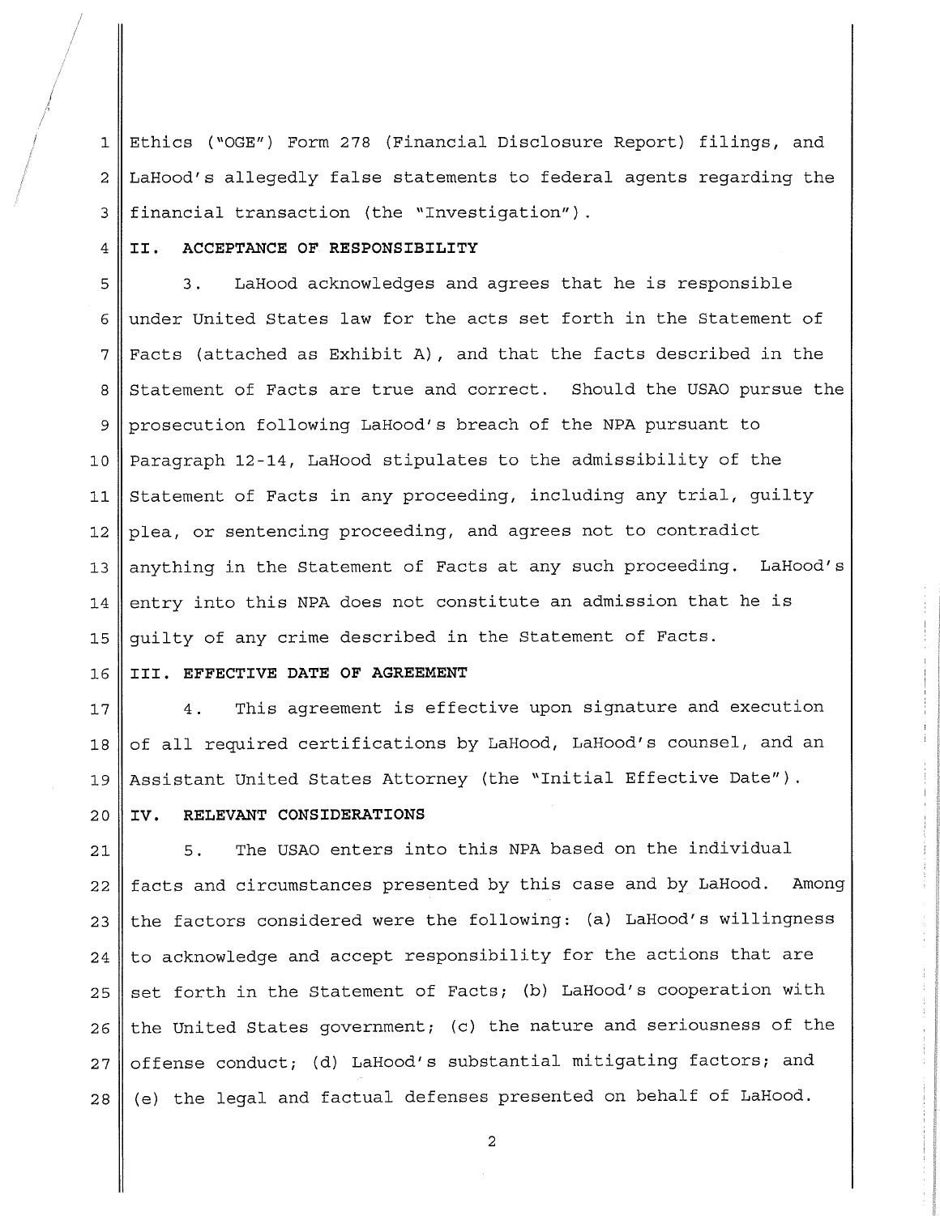Ethics ("OGE") Form 278 (Financial Disclosure Report) filings, and LaHood's allegedly false statements to federal agents regarding the financial transaction (the "Investigation").

## II. ACCEPTANCE OF RESPONSIBILITY

3. LaHood acknowledges and agrees that he is responsible under United States law for the acts set forth in the Statement of Facts (attached as Exhibit A), and that the facts described in the Statement of Facts are true and correct. Should the USAO pursue the prosecution following LaHood's breach of the NPA pursuant to Paragraph 12-14, LaHood stipulates to the admissibility of the Statement of Facts in any proceeding, including any trial, guilty plea, or sentencing proceeding, and agrees not to contradict anything in the Statement of Facts at any such proceeding. LaHood's entry into this NPA does not constitute an admission that he is guilty of any crime described in the Statement of Facts.

## III. EFFECTIVE DATE OF AGREEMENT

4. This agreement is effective upon signature and execution of all required certifications by LaHood, LaHood's counsel, and an Assistant United States Attorney (the "Initial Effective Date").

## IV. RELEVANT CONSIDERATIONS

5. The USAO enters into this NPA based on the individual facts and circumstances presented by this case and by LaHood. Among the factors considered were the following: (a) LaHood's willingness to acknowledge and accept responsibility for the actions that are set forth in the Statement of Facts; (b) LaHood's cooperation with the United States government; (c) the nature and seriousness of the offense conduct; (d) LaHood's substantial mitigating factors; and (e) the legal and factual defenses presented on behalf of LaHood.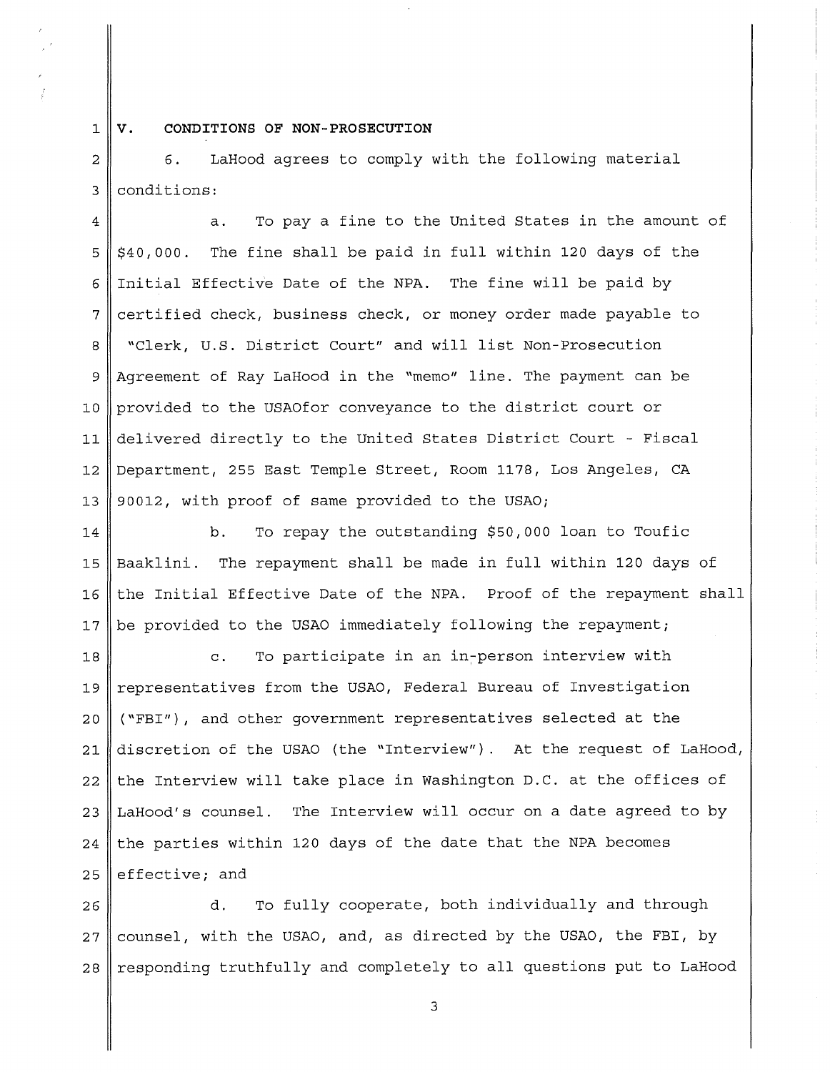## V. CONDITIONS OF NON-PROSECUTION

6. LaHood agrees to comply with the following material conditions:

a. To pay a fine to the United States in the amount of $40,000. The fine shall be paid in full within 120 days of the Initial Effective Date of the NPA. The fine will be paid by certified check, business check, or money order made payable to "Clerk, U.S. District Court" and will list Non-Prosecution Agreement of Ray LaHood in the "memo" line. The payment can be provided to the USAOfor conveyance to the district court or delivered directly to the United States District Court - Fiscal Department, 255 East Temple Street, Room 1178, Los Angeles, CA 90012, with proof of same provided to the USAO;

b. To repay the outstanding $50,000 loan to Toufic Baaklini. The repayment shall be made in full within 120 days of the Initial Effective Date of the NPA. Proof of the repayment shall be provided to the USAO immediately following the repayment;

c. To participate in an in-person interview with representatives from the USAO, Federal Bureau of Investigation ("FBI"), and other government representatives selected at the discretion of the USAO (the "Interview"). At the request of LaHood, the Interview will take place in Washington D.C. at the offices of LaHood's counsel. The Interview will occur on a date agreed to by the parties within 120 days of the date that the NPA becomes effective; and

d. To fully cooperate, both individually and through counsel, with the USAO, and, as directed by the USAO, the FBI, by responding truthfully and completely to all questions put to LaHood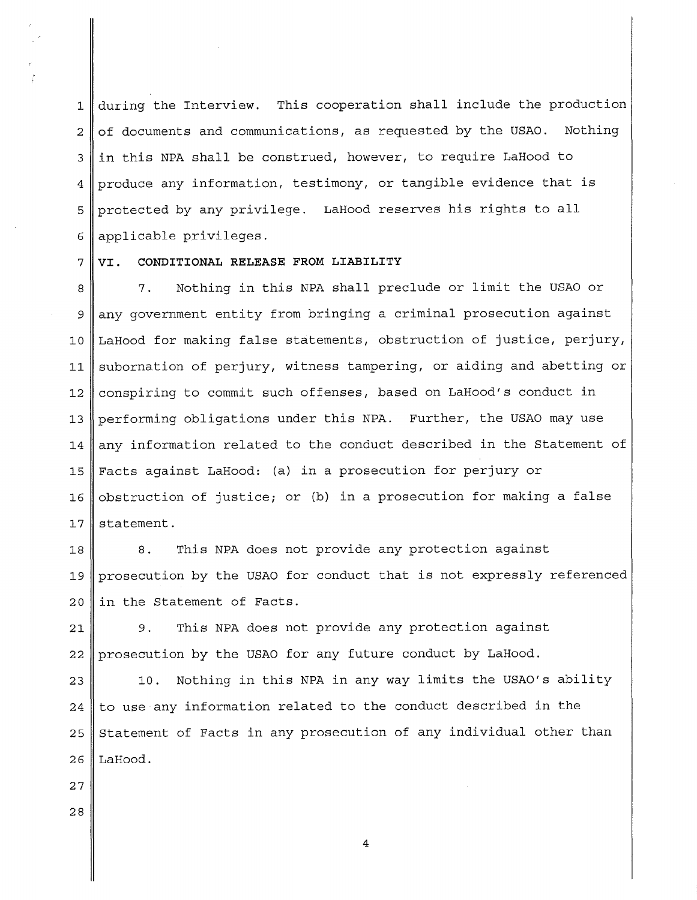during the Interview. This cooperation shall include the production of documents and communications, as requested by the USAO. Nothing in this NPA shall be construed, however, to require LaHood to produce any information, testimony, or tangible evidence that is protected by any privilege. LaHood reserves his rights to all applicable privileges.

## VI. CONDITIONAL RELEASE FROM LIABILITY

7. Nothing in this NPA shall preclude or limit the USAO or any government entity from bringing a criminal prosecution against LaHood for making false statements, obstruction of justice, perjury, subornation of perjury, witness tampering, or aiding and abetting or conspiring to commit such offenses, based on LaHood's conduct in performing obligations under this NPA. Further, the USAO may use any information related to the conduct described in the Statement of Facts against LaHood: (a) in a prosecution for perjury or obstruction of justice; or (b) in a prosecution for making a false statement.

8. This NPA does not provide any protection against prosecution by the USAO for conduct that is not expressly referenced in the Statement of Facts.

9. This NPA does not provide any protection against prosecution by the USAO for any future conduct by LaHood.

10. Nothing in this NPA in any way limits the USAO's ability to use any information related to the conduct described in the Statement of Facts in any prosecution of any individual other than LaHood.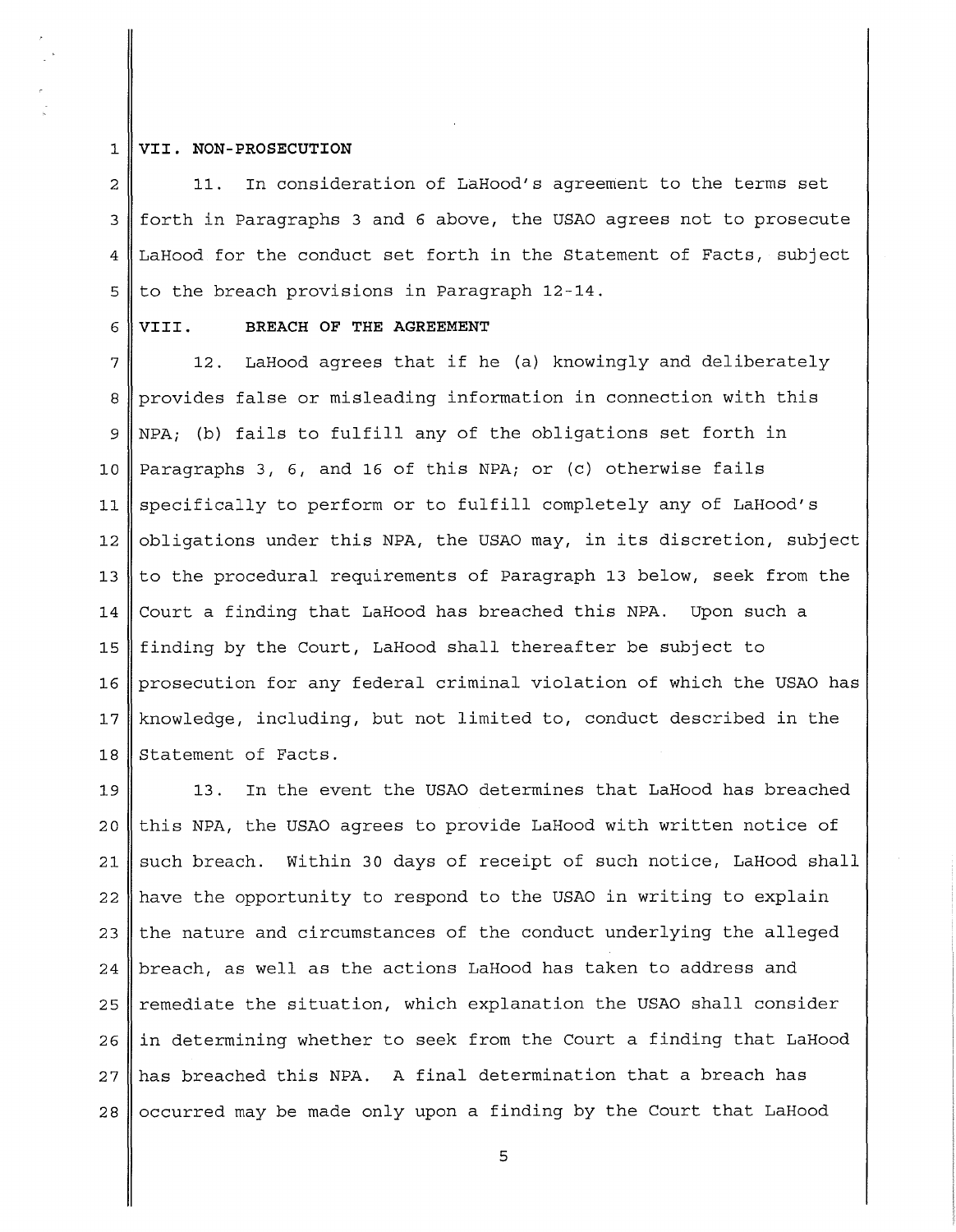## VII. NON-PROSECUTION

11. In consideration of LaHood's agreement to the terms set forth in Paragraphs 3 and 6 above, the USAO agrees not to prosecute LaHood for the conduct set forth in the Statement of Facts, subject to the breach provisions in Paragraph 12-14.

## VIII. BREACH OF THE AGREEMENT

12. LaHood agrees that if he (a) knowingly and deliberately provides false or misleading information in connection with this NPA; (b) fails to fulfill any of the obligations set forth in Paragraphs 3, 6, and 16 of this NPA; or (c) otherwise fails specifically to perform or to fulfill completely any of LaHood's obligations under this NPA, the USAO may, in its discretion, subject to the procedural requirements of Paragraph 13 below, seek from the Court a finding that LaHood has breached this NPA. Upon such a finding by the Court, LaHood shall thereafter be subject to prosecution for any federal criminal violation of which the USAO has knowledge, including, but not limited to, conduct described in the Statement of Facts.

13. In the event the USAO determines that LaHood has breached this NPA, the USAO agrees to provide LaHood with written notice of such breach. Within 30 days of receipt of such notice, LaHood shall have the opportunity to respond to the USAO in writing to explain the nature and circumstances of the conduct underlying the alleged breach, as well as the actions LaHood has taken to address and remediate the situation, which explanation the USAO shall consider in determining whether to seek from the Court a finding that LaHood has breached this NPA. A final determination that a breach has occurred may be made only upon a finding by the Court that LaHood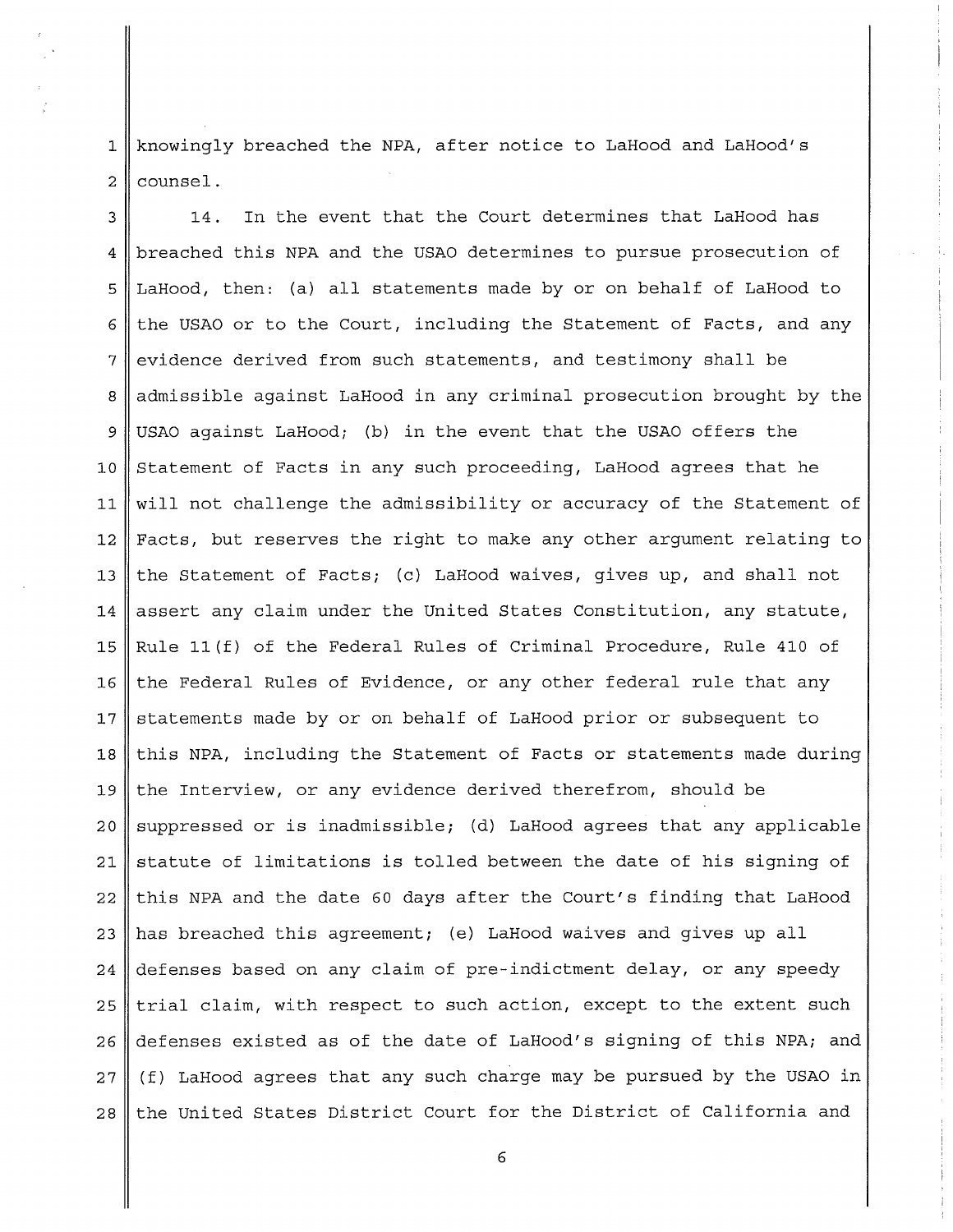knowingly breached the NPA, after notice to LaHood and LaHood's counsel.

14. In the event that the Court determines that LaHood has breached this NPA and the USAO determines to pursue prosecution of LaHood, then: (a) all statements made by or on behalf of LaHood to the USAO or to the Court, including the Statement of Facts, and any evidence derived from such statements, and testimony shall be admissible against LaHood in any criminal prosecution brought by the USAO against LaHood; (b) in the event that the USAO offers the Statement of Facts in any such proceeding, LaHood agrees that he will not challenge the admissibility or accuracy of the Statement of Facts, but reserves the right to make any other argument relating to the Statement of Facts; (c) LaHood waives, gives up, and shall not assert any claim under the United States Constitution, any statute, Rule 11(f) of the Federal Rules of Criminal Procedure, Rule 410 of the Federal Rules of Evidence, or any other federal rule that any statements made by or on behalf of LaHood prior or subsequent to this NPA, including the Statement of Facts or statements made during the Interview, or any evidence derived therefrom, should be suppressed or is inadmissible; (d) LaHood agrees that any applicable statute of limitations is tolled between the date of his signing of this NPA and the date 60 days after the Court's finding that LaHood has breached this agreement; (e) LaHood waives and gives up all defenses based on any claim of pre-indictment delay, or any speedy trial claim, with respect to such action, except to the extent such defenses existed as of the date of LaHood's signing of this NPA; and (f) LaHood agrees that any such charge may be pursued by the USAO in the United States District Court for the District of California and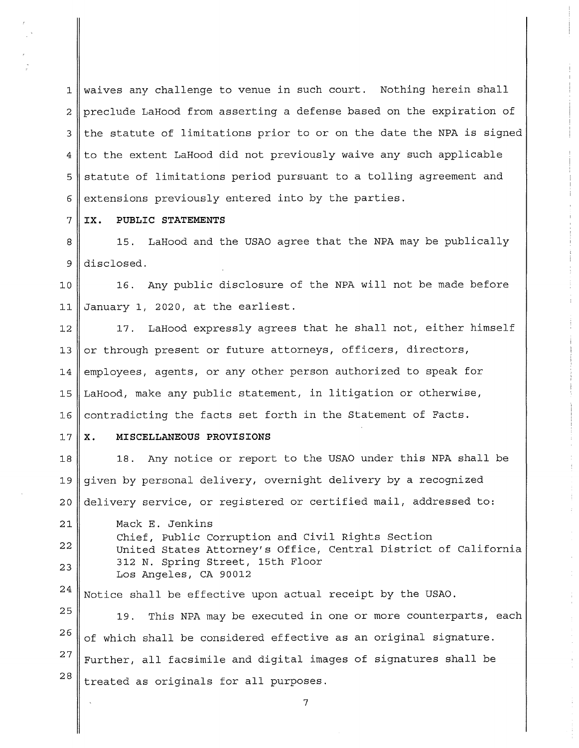waives any challenge to venue in such court. Nothing herein shall preclude LaHood from asserting a defense based on the expiration of the statute of limitations prior to or on the date the NPA is signed to the extent LaHood did not previously waive any such applicable statute of limitations period pursuant to a tolling agreement and extensions previously entered into by the parties.

## IX. PUBLIC STATEMENTS

15. LaHood and the USAO agree that the NPA may be publically disclosed.

16. Any public disclosure of the NPA will not be made before January 1, 2020, at the earliest.

17. LaHood expressly agrees that he shall not, either himself or through present or future attorneys, officers, directors, employees, agents, or any other person authorized to speak for LaHood, make any public statement, in litigation or otherwise, contradicting the facts set forth in the Statement of Facts.

## X. MISCELLANEOUS PROVISIONS

18. Any notice or report to the USAO under this NPA shall be given by personal delivery, overnight delivery by a recognized delivery service, or registered or certified mail, addressed to:

Mack E. Jenkins
Chief, Public Corruption and Civil Rights Section
United States Attorney's Office, Central District of California
312 N. Spring Street, 15th Floor
Los Angeles, CA 90012

Notice shall be effective upon actual receipt by the USAO.

19. This NPA may be executed in one or more counterparts, each of which shall be considered effective as an original signature. Further, all facsimile and digital images of signatures shall be treated as originals for all purposes.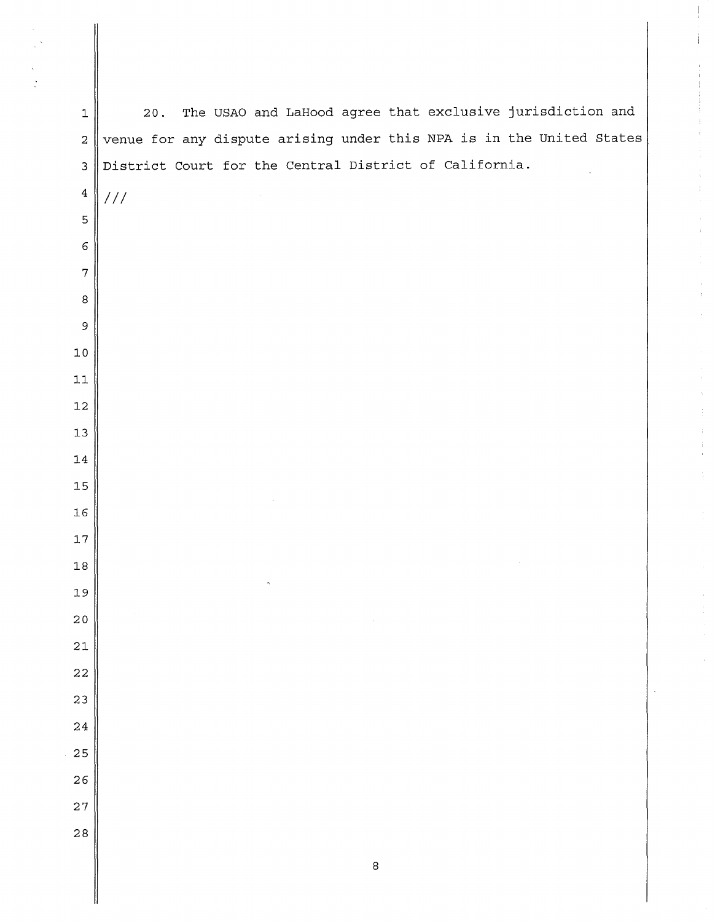20. The USAO and LaHood agree that exclusive jurisdiction and venue for any dispute arising under this NPA is in the United States District Court for the Central District of California.

///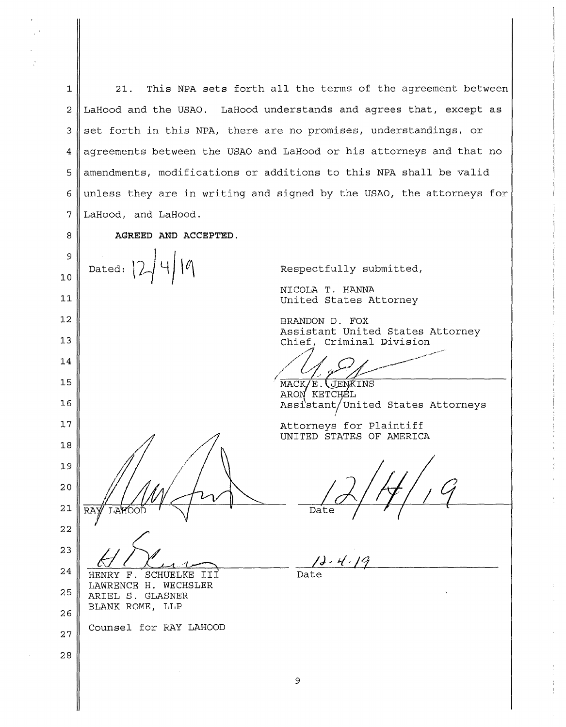21. This NPA sets forth all the terms of the agreement between LaHood and the USAO. LaHood understands and agrees that, except as set forth in this NPA, there are no promises, understandings, or agreements between the USAO and LaHood or his attorneys and that no amendments, modifications or additions to this NPA shall be valid unless they are in writing and signed by the USAO, the attorneys for LaHood, and LaHood.

**AGREED AND ACCEPTED.**

Dated: 12/4/19

Respectfully submitted,

NICOLA T. HANNA
United States Attorney

BRANDON D. FOX
Assistant United States Attorney
Chief, Criminal Division

MACK E. JENKINS
ARON KETCHEL
Assistant United States Attorneys

Attorneys for Plaintiff
UNITED STATES OF AMERICA

RAY LAHOOD — Date: 12/4/19

HENRY F. SCHUELKE III
LAWRENCE H. WECHSLER
ARIEL S. GLASNER
BLANK ROME, LLP

Counsel for RAY LAHOOD

Date: 12.4.19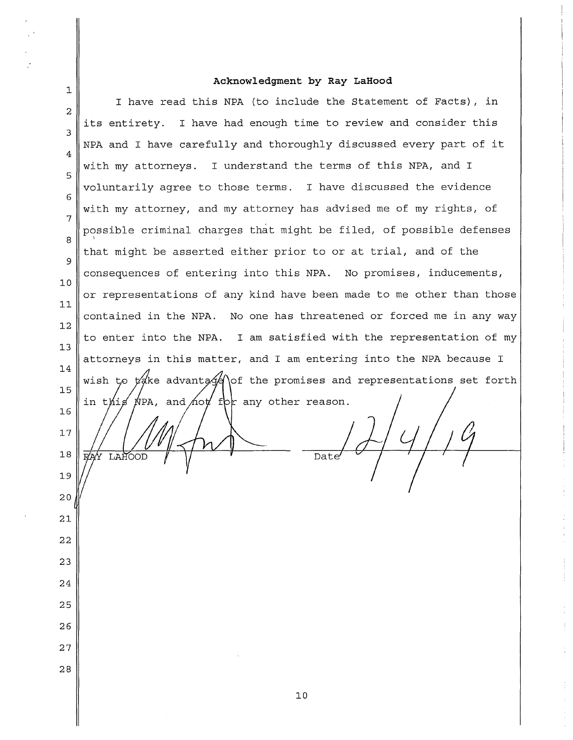**Acknowledgment by Ray LaHood**

I have read this NPA (to include the Statement of Facts), in its entirety. I have had enough time to review and consider this NPA and I have carefully and thoroughly discussed every part of it with my attorneys. I understand the terms of this NPA, and I voluntarily agree to those terms. I have discussed the evidence with my attorney, and my attorney has advised me of my rights, of possible criminal charges that might be filed, of possible defenses that might be asserted either prior to or at trial, and of the consequences of entering into this NPA. No promises, inducements, or representations of any kind have been made to me other than those contained in the NPA. No one has threatened or forced me in any way to enter into the NPA. I am satisfied with the representation of my attorneys in this matter, and I am entering into the NPA because I wish to take advantage of the promises and representations set forth in this NPA, and not for any other reason.

RAY LAHOOD  Date 12/4/19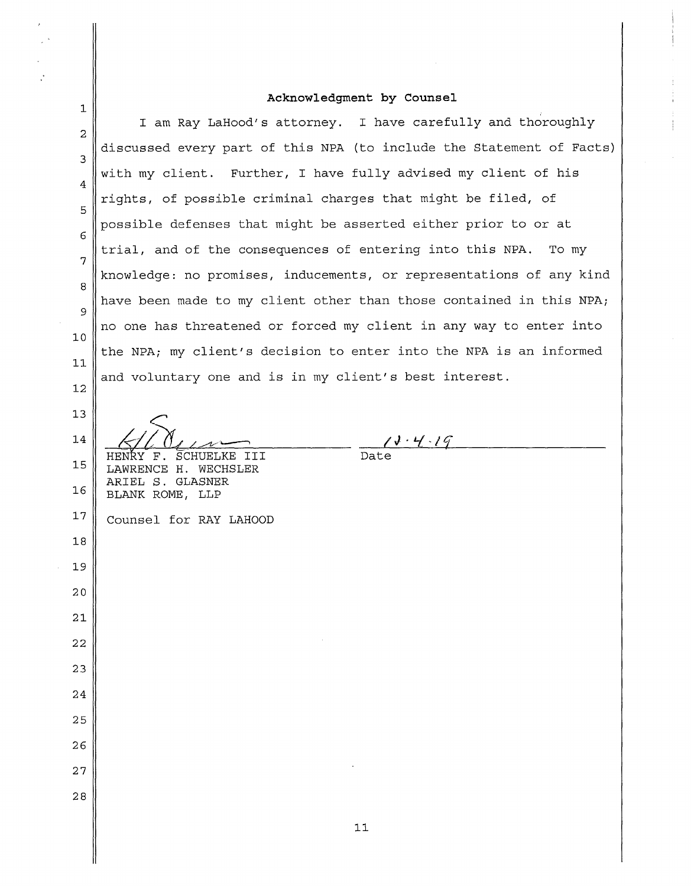## Acknowledgment by Counsel

I am Ray LaHood's attorney. I have carefully and thoroughly discussed every part of this NPA (to include the Statement of Facts) with my client. Further, I have fully advised my client of his rights, of possible criminal charges that might be filed, of possible defenses that might be asserted either prior to or at trial, and of the consequences of entering into this NPA. To my knowledge: no promises, inducements, or representations of any kind have been made to my client other than those contained in this NPA; no one has threatened or forced my client in any way to enter into the NPA; my client's decision to enter into the NPA is an informed and voluntary one and is in my client's best interest.

HENRY F. SCHUELKE III
LAWRENCE H. WECHSLER
ARIEL S. GLASNER
BLANK ROME, LLP

Counsel for RAY LAHOOD

12·4·19
Date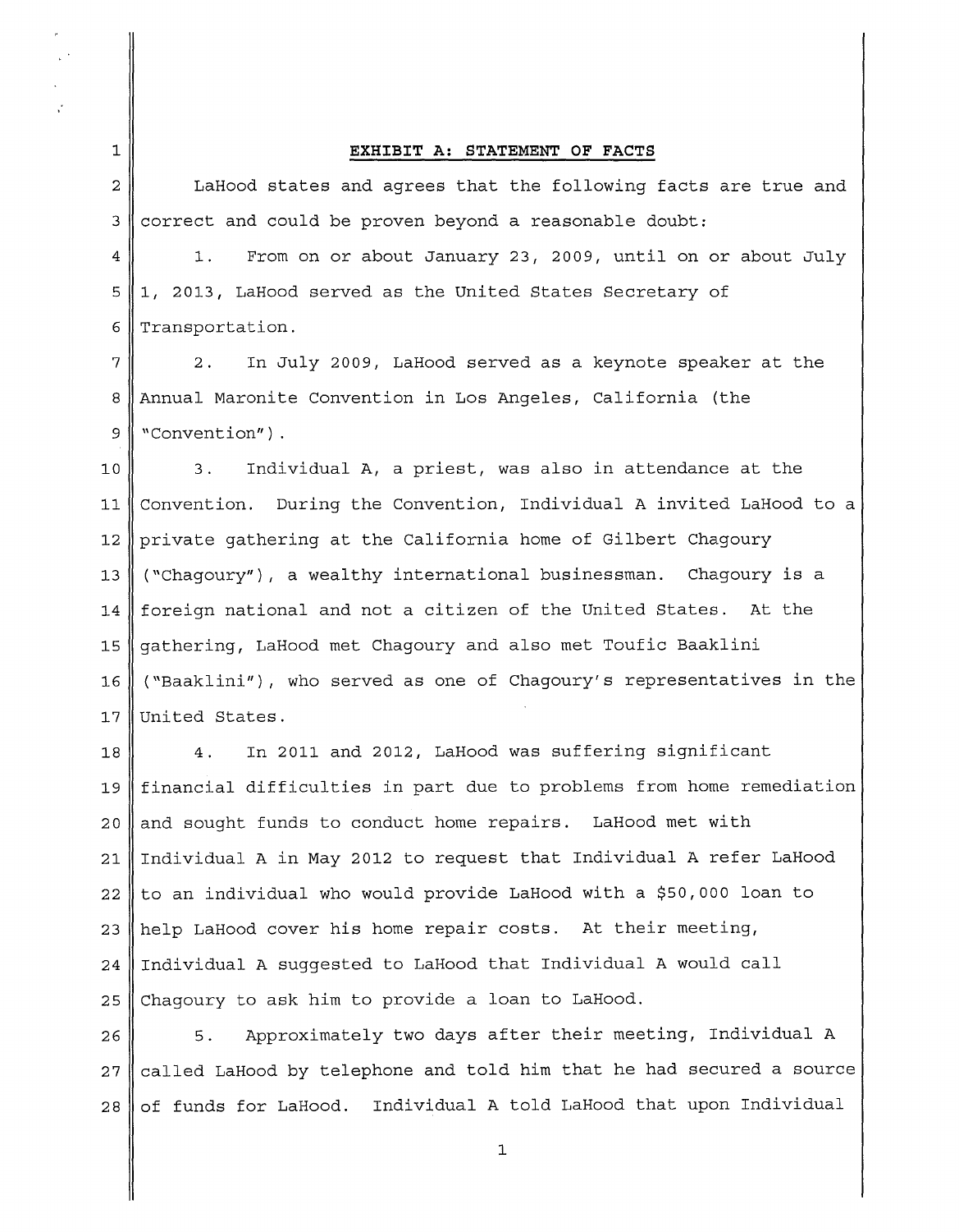# EXHIBIT A: STATEMENT OF FACTS

LaHood states and agrees that the following facts are true and correct and could be proven beyond a reasonable doubt:

1. From on or about January 23, 2009, until on or about July 1, 2013, LaHood served as the United States Secretary of Transportation.

2. In July 2009, LaHood served as a keynote speaker at the Annual Maronite Convention in Los Angeles, California (the "Convention").

3. Individual A, a priest, was also in attendance at the Convention. During the Convention, Individual A invited LaHood to a private gathering at the California home of Gilbert Chagoury ("Chagoury"), a wealthy international businessman. Chagoury is a foreign national and not a citizen of the United States. At the gathering, LaHood met Chagoury and also met Toufic Baaklini ("Baaklini"), who served as one of Chagoury's representatives in the United States.

4. In 2011 and 2012, LaHood was suffering significant financial difficulties in part due to problems from home remediation and sought funds to conduct home repairs. LaHood met with Individual A in May 2012 to request that Individual A refer LaHood to an individual who would provide LaHood with a $50,000 loan to help LaHood cover his home repair costs. At their meeting, Individual A suggested to LaHood that Individual A would call Chagoury to ask him to provide a loan to LaHood.

5. Approximately two days after their meeting, Individual A called LaHood by telephone and told him that he had secured a source of funds for LaHood. Individual A told LaHood that upon Individual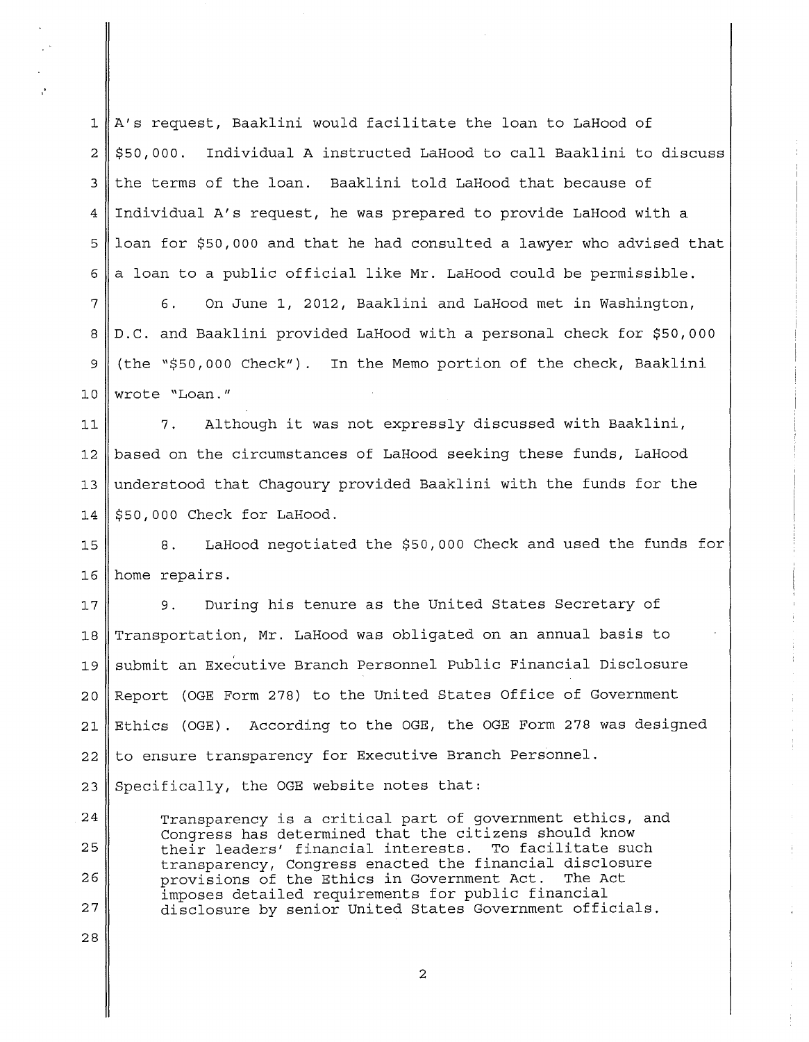A's request, Baaklini would facilitate the loan to LaHood of $50,000. Individual A instructed LaHood to call Baaklini to discuss the terms of the loan. Baaklini told LaHood that because of Individual A's request, he was prepared to provide LaHood with a loan for $50,000 and that he had consulted a lawyer who advised that a loan to a public official like Mr. LaHood could be permissible.

6. On June 1, 2012, Baaklini and LaHood met in Washington, D.C. and Baaklini provided LaHood with a personal check for $50,000 (the "$50,000 Check"). In the Memo portion of the check, Baaklini wrote "Loan."

7. Although it was not expressly discussed with Baaklini, based on the circumstances of LaHood seeking these funds, LaHood understood that Chagoury provided Baaklini with the funds for the $50,000 Check for LaHood.

8. LaHood negotiated the $50,000 Check and used the funds for home repairs.

9. During his tenure as the United States Secretary of Transportation, Mr. LaHood was obligated on an annual basis to submit an Executive Branch Personnel Public Financial Disclosure Report (OGE Form 278) to the United States Office of Government Ethics (OGE). According to the OGE, the OGE Form 278 was designed to ensure transparency for Executive Branch Personnel. Specifically, the OGE website notes that:

> Transparency is a critical part of government ethics, and Congress has determined that the citizens should know their leaders' financial interests. To facilitate such transparency, Congress enacted the financial disclosure provisions of the Ethics in Government Act. The Act imposes detailed requirements for public financial disclosure by senior United States Government officials.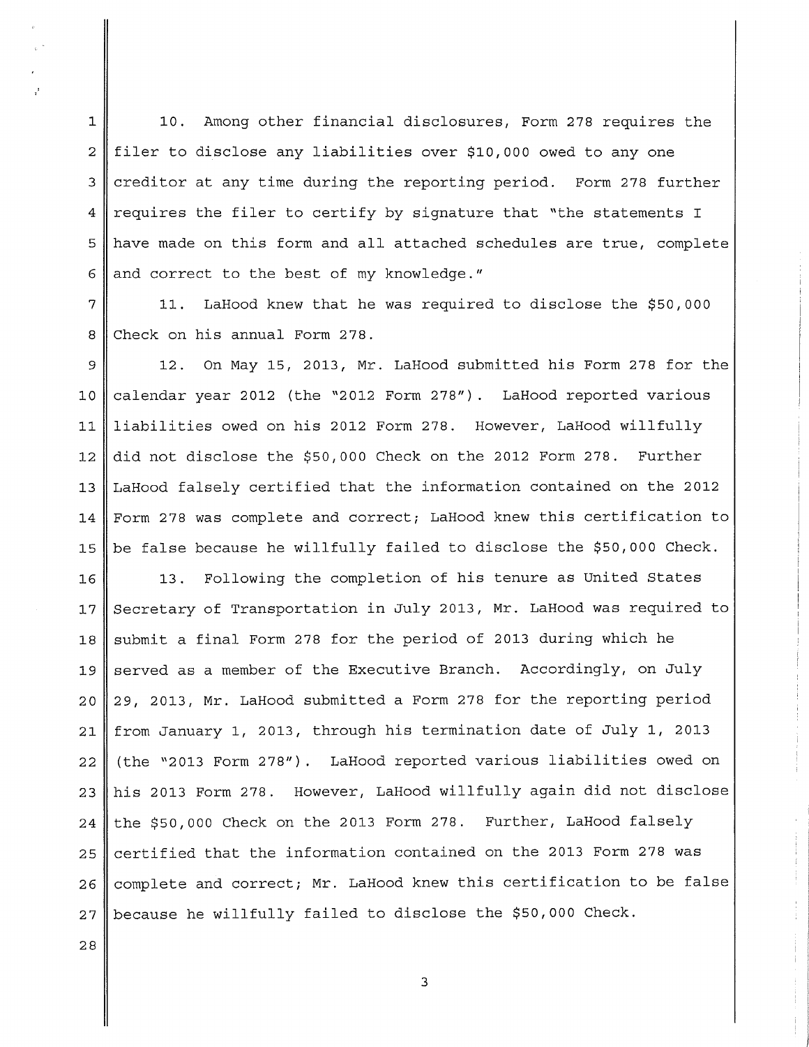10. Among other financial disclosures, Form 278 requires the filer to disclose any liabilities over $10,000 owed to any one creditor at any time during the reporting period. Form 278 further requires the filer to certify by signature that "the statements I have made on this form and all attached schedules are true, complete and correct to the best of my knowledge."

11. LaHood knew that he was required to disclose the $50,000 Check on his annual Form 278.

12. On May 15, 2013, Mr. LaHood submitted his Form 278 for the calendar year 2012 (the "2012 Form 278"). LaHood reported various liabilities owed on his 2012 Form 278. However, LaHood willfully did not disclose the $50,000 Check on the 2012 Form 278. Further LaHood falsely certified that the information contained on the 2012 Form 278 was complete and correct; LaHood knew this certification to be false because he willfully failed to disclose the $50,000 Check.

13. Following the completion of his tenure as United States Secretary of Transportation in July 2013, Mr. LaHood was required to submit a final Form 278 for the period of 2013 during which he served as a member of the Executive Branch. Accordingly, on July 29, 2013, Mr. LaHood submitted a Form 278 for the reporting period from January 1, 2013, through his termination date of July 1, 2013 (the "2013 Form 278"). LaHood reported various liabilities owed on his 2013 Form 278. However, LaHood willfully again did not disclose the $50,000 Check on the 2013 Form 278. Further, LaHood falsely certified that the information contained on the 2013 Form 278 was complete and correct; Mr. LaHood knew this certification to be false because he willfully failed to disclose the $50,000 Check.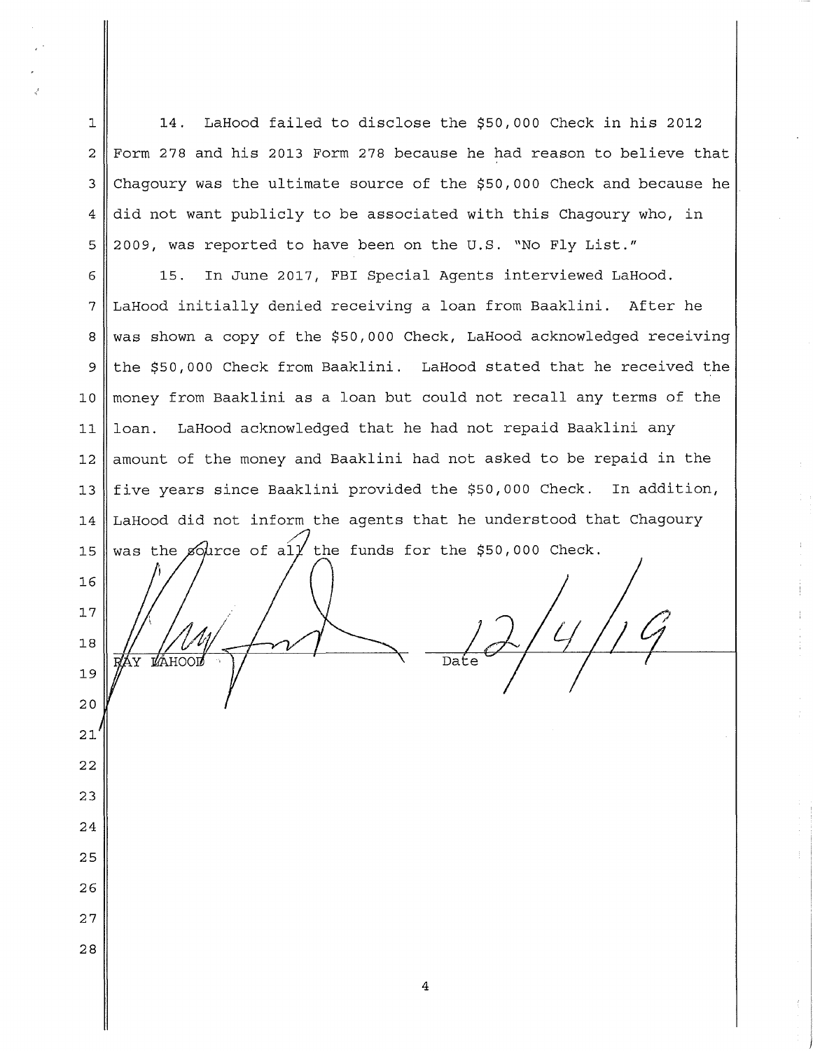14. LaHood failed to disclose the $50,000 Check in his 2012 Form 278 and his 2013 Form 278 because he had reason to believe that Chagoury was the ultimate source of the $50,000 Check and because he did not want publicly to be associated with this Chagoury who, in 2009, was reported to have been on the U.S. "No Fly List."

15. In June 2017, FBI Special Agents interviewed LaHood. LaHood initially denied receiving a loan from Baaklini. After he was shown a copy of the $50,000 Check, LaHood acknowledged receiving the $50,000 Check from Baaklini. LaHood stated that he received the money from Baaklini as a loan but could not recall any terms of the loan. LaHood acknowledged that he had not repaid Baaklini any amount of the money and Baaklini had not asked to be repaid in the five years since Baaklini provided the $50,000 Check. In addition, LaHood did not inform the agents that he understood that Chagoury was the source of all the funds for the $50,000 Check.

RAY LAHOOD Date 12/4/19